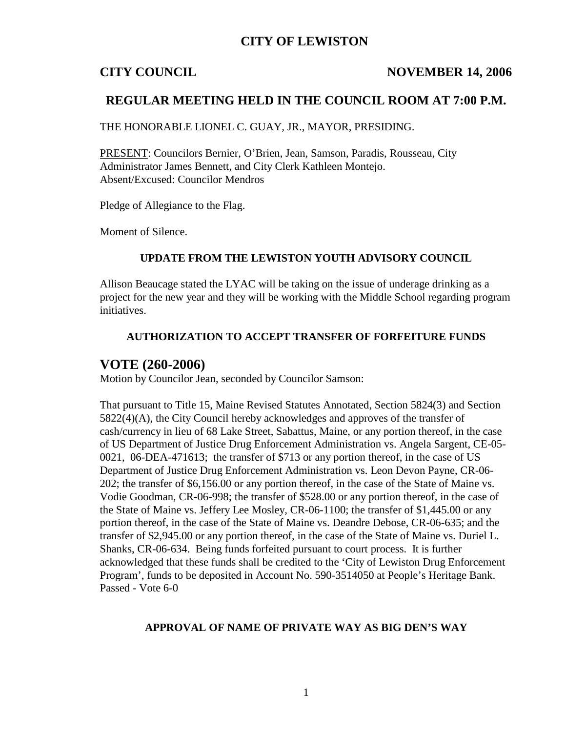# CITY OF LEWISTON

**CITY COUNCIL** **NOVEMBER 14, 2006**

## REGULAR MEETING HELD IN THE COUNCIL ROOM AT 7:00 P.M.

THE HONORABLE LIONEL C. GUAY, JR., MAYOR, PRESIDING.

PRESENT: Councilors Bernier, O'Brien, Jean, Samson, Paradis, Rousseau, City Administrator James Bennett, and City Clerk Kathleen Montejo.
Absent/Excused: Councilor Mendros

Pledge of Allegiance to the Flag.

Moment of Silence.

### UPDATE FROM THE LEWISTON YOUTH ADVISORY COUNCIL

Allison Beaucage stated the LYAC will be taking on the issue of underage drinking as a project for the new year and they will be working with the Middle School regarding program initiatives.

### AUTHORIZATION TO ACCEPT TRANSFER OF FORFEITURE FUNDS

## VOTE (260-2006)

Motion by Councilor Jean, seconded by Councilor Samson:

That pursuant to Title 15, Maine Revised Statutes Annotated, Section 5824(3) and Section 5822(4)(A), the City Council hereby acknowledges and approves of the transfer of cash/currency in lieu of 68 Lake Street, Sabattus, Maine, or any portion thereof, in the case of US Department of Justice Drug Enforcement Administration vs. Angela Sargent, CE-05-0021, 06-DEA-471613; the transfer of $713 or any portion thereof, in the case of US Department of Justice Drug Enforcement Administration vs. Leon Devon Payne, CR-06-202; the transfer of $6,156.00 or any portion thereof, in the case of the State of Maine vs. Vodie Goodman, CR-06-998; the transfer of $528.00 or any portion thereof, in the case of the State of Maine vs. Jeffery Lee Mosley, CR-06-1100; the transfer of $1,445.00 or any portion thereof, in the case of the State of Maine vs. Deandre Debose, CR-06-635; and the transfer of $2,945.00 or any portion thereof, in the case of the State of Maine vs. Duriel L. Shanks, CR-06-634. Being funds forfeited pursuant to court process. It is further acknowledged that these funds shall be credited to the 'City of Lewiston Drug Enforcement Program', funds to be deposited in Account No. 590-3514050 at People's Heritage Bank.
Passed - Vote 6-0

### APPROVAL OF NAME OF PRIVATE WAY AS BIG DEN'S WAY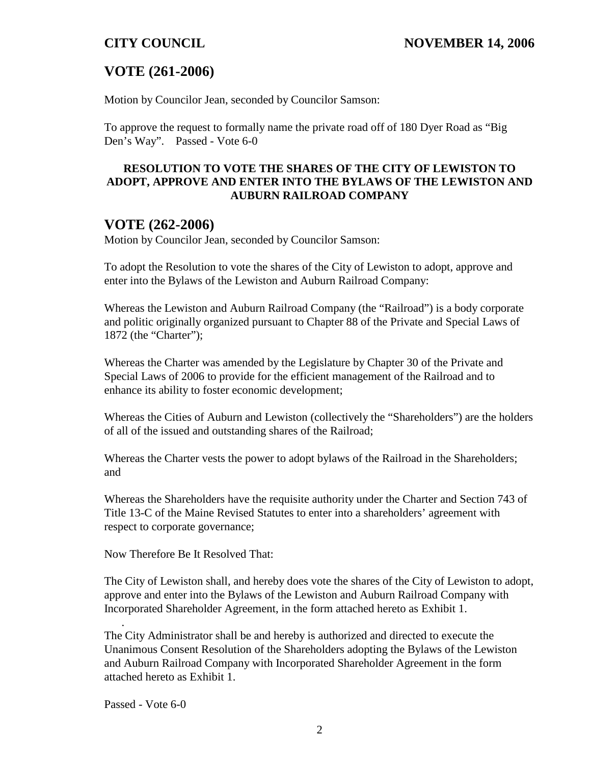## VOTE (261-2006)

Motion by Councilor Jean, seconded by Councilor Samson:

To approve the request to formally name the private road off of 180 Dyer Road as "Big Den's Way". Passed - Vote 6-0

**RESOLUTION TO VOTE THE SHARES OF THE CITY OF LEWISTON TO ADOPT, APPROVE AND ENTER INTO THE BYLAWS OF THE LEWISTON AND AUBURN RAILROAD COMPANY**

## VOTE (262-2006)

Motion by Councilor Jean, seconded by Councilor Samson:

To adopt the Resolution to vote the shares of the City of Lewiston to adopt, approve and enter into the Bylaws of the Lewiston and Auburn Railroad Company:

Whereas the Lewiston and Auburn Railroad Company (the "Railroad") is a body corporate and politic originally organized pursuant to Chapter 88 of the Private and Special Laws of 1872 (the "Charter");

Whereas the Charter was amended by the Legislature by Chapter 30 of the Private and Special Laws of 2006 to provide for the efficient management of the Railroad and to enhance its ability to foster economic development;

Whereas the Cities of Auburn and Lewiston (collectively the "Shareholders") are the holders of all of the issued and outstanding shares of the Railroad;

Whereas the Charter vests the power to adopt bylaws of the Railroad in the Shareholders; and

Whereas the Shareholders have the requisite authority under the Charter and Section 743 of Title 13-C of the Maine Revised Statutes to enter into a shareholders' agreement with respect to corporate governance;

Now Therefore Be It Resolved That:

The City of Lewiston shall, and hereby does vote the shares of the City of Lewiston to adopt, approve and enter into the Bylaws of the Lewiston and Auburn Railroad Company with Incorporated Shareholder Agreement, in the form attached hereto as Exhibit 1.

The City Administrator shall be and hereby is authorized and directed to execute the Unanimous Consent Resolution of the Shareholders adopting the Bylaws of the Lewiston and Auburn Railroad Company with Incorporated Shareholder Agreement in the form attached hereto as Exhibit 1.

Passed - Vote 6-0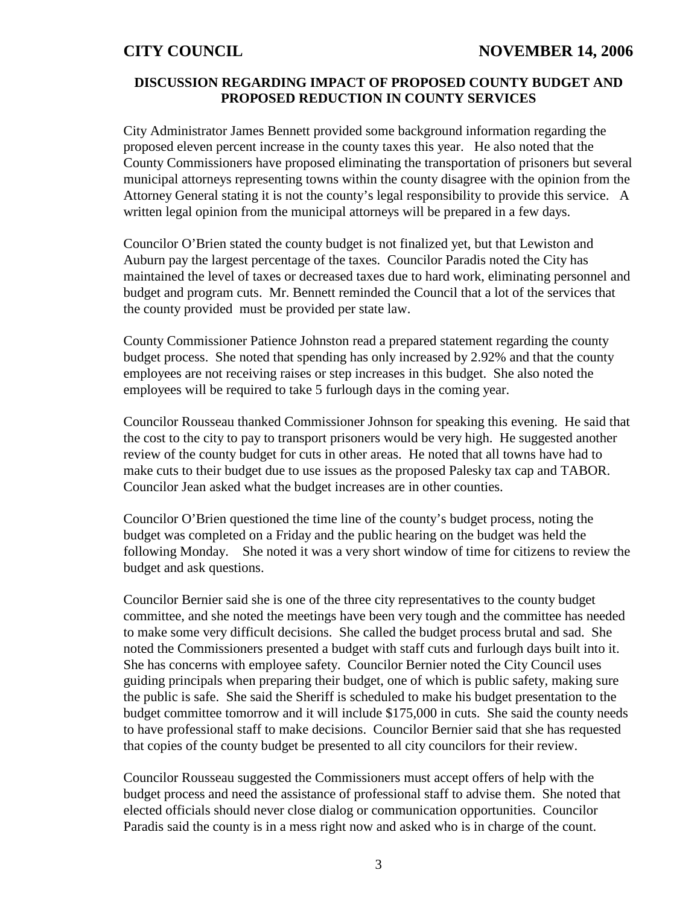## DISCUSSION REGARDING IMPACT OF PROPOSED COUNTY BUDGET AND PROPOSED REDUCTION IN COUNTY SERVICES

City Administrator James Bennett provided some background information regarding the proposed eleven percent increase in the county taxes this year. He also noted that the County Commissioners have proposed eliminating the transportation of prisoners but several municipal attorneys representing towns within the county disagree with the opinion from the Attorney General stating it is not the county's legal responsibility to provide this service. A written legal opinion from the municipal attorneys will be prepared in a few days.

Councilor O'Brien stated the county budget is not finalized yet, but that Lewiston and Auburn pay the largest percentage of the taxes. Councilor Paradis noted the City has maintained the level of taxes or decreased taxes due to hard work, eliminating personnel and budget and program cuts. Mr. Bennett reminded the Council that a lot of the services that the county provided must be provided per state law.

County Commissioner Patience Johnston read a prepared statement regarding the county budget process. She noted that spending has only increased by 2.92% and that the county employees are not receiving raises or step increases in this budget. She also noted the employees will be required to take 5 furlough days in the coming year.

Councilor Rousseau thanked Commissioner Johnson for speaking this evening. He said that the cost to the city to pay to transport prisoners would be very high. He suggested another review of the county budget for cuts in other areas. He noted that all towns have had to make cuts to their budget due to use issues as the proposed Palesky tax cap and TABOR. Councilor Jean asked what the budget increases are in other counties.

Councilor O'Brien questioned the time line of the county's budget process, noting the budget was completed on a Friday and the public hearing on the budget was held the following Monday. She noted it was a very short window of time for citizens to review the budget and ask questions.

Councilor Bernier said she is one of the three city representatives to the county budget committee, and she noted the meetings have been very tough and the committee has needed to make some very difficult decisions. She called the budget process brutal and sad. She noted the Commissioners presented a budget with staff cuts and furlough days built into it. She has concerns with employee safety. Councilor Bernier noted the City Council uses guiding principals when preparing their budget, one of which is public safety, making sure the public is safe. She said the Sheriff is scheduled to make his budget presentation to the budget committee tomorrow and it will include $175,000 in cuts. She said the county needs to have professional staff to make decisions. Councilor Bernier said that she has requested that copies of the county budget be presented to all city councilors for their review.

Councilor Rousseau suggested the Commissioners must accept offers of help with the budget process and need the assistance of professional staff to advise them. She noted that elected officials should never close dialog or communication opportunities. Councilor Paradis said the county is in a mess right now and asked who is in charge of the count.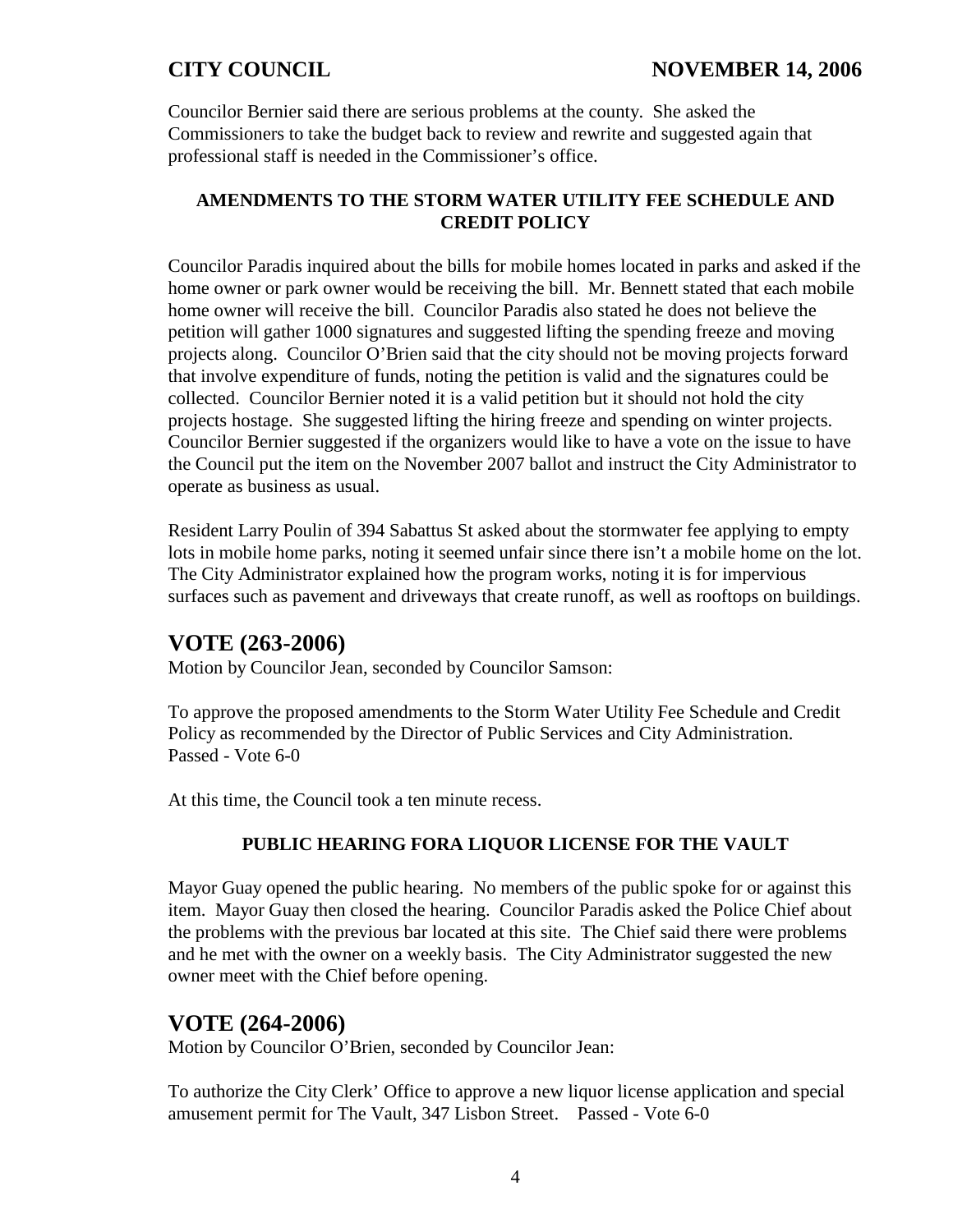Councilor Bernier said there are serious problems at the county. She asked the Commissioners to take the budget back to review and rewrite and suggested again that professional staff is needed in the Commissioner's office.

**AMENDMENTS TO THE STORM WATER UTILITY FEE SCHEDULE AND CREDIT POLICY**

Councilor Paradis inquired about the bills for mobile homes located in parks and asked if the home owner or park owner would be receiving the bill. Mr. Bennett stated that each mobile home owner will receive the bill. Councilor Paradis also stated he does not believe the petition will gather 1000 signatures and suggested lifting the spending freeze and moving projects along. Councilor O'Brien said that the city should not be moving projects forward that involve expenditure of funds, noting the petition is valid and the signatures could be collected. Councilor Bernier noted it is a valid petition but it should not hold the city projects hostage. She suggested lifting the hiring freeze and spending on winter projects. Councilor Bernier suggested if the organizers would like to have a vote on the issue to have the Council put the item on the November 2007 ballot and instruct the City Administrator to operate as business as usual.

Resident Larry Poulin of 394 Sabattus St asked about the stormwater fee applying to empty lots in mobile home parks, noting it seemed unfair since there isn't a mobile home on the lot. The City Administrator explained how the program works, noting it is for impervious surfaces such as pavement and driveways that create runoff, as well as rooftops on buildings.

## VOTE (263-2006)

Motion by Councilor Jean, seconded by Councilor Samson:

To approve the proposed amendments to the Storm Water Utility Fee Schedule and Credit Policy as recommended by the Director of Public Services and City Administration.
Passed - Vote 6-0

At this time, the Council took a ten minute recess.

**PUBLIC HEARING FORA LIQUOR LICENSE FOR THE VAULT**

Mayor Guay opened the public hearing. No members of the public spoke for or against this item. Mayor Guay then closed the hearing. Councilor Paradis asked the Police Chief about the problems with the previous bar located at this site. The Chief said there were problems and he met with the owner on a weekly basis. The City Administrator suggested the new owner meet with the Chief before opening.

## VOTE (264-2006)

Motion by Councilor O'Brien, seconded by Councilor Jean:

To authorize the City Clerk' Office to approve a new liquor license application and special amusement permit for The Vault, 347 Lisbon Street. Passed - Vote 6-0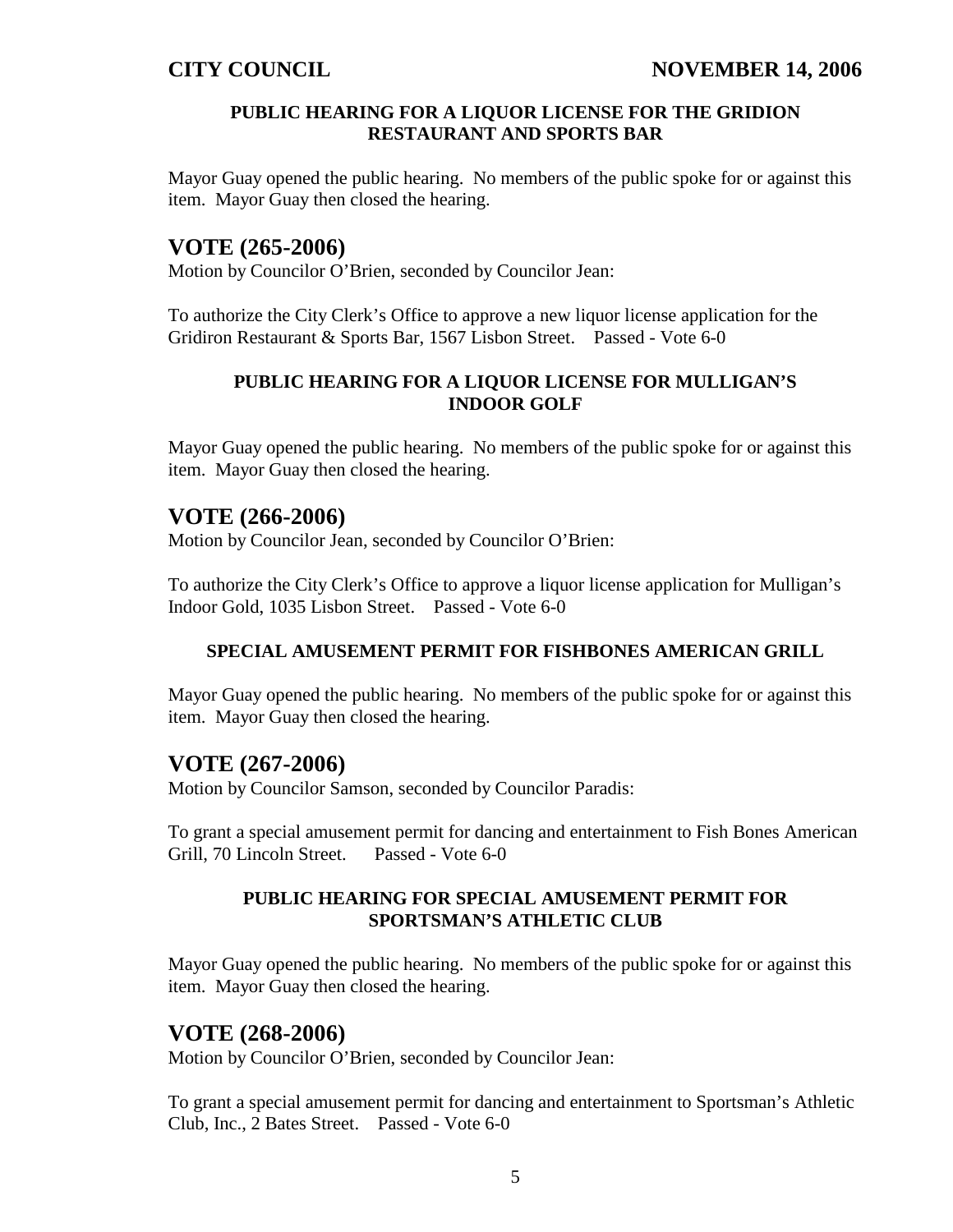#### PUBLIC HEARING FOR A LIQUOR LICENSE FOR THE GRIDION RESTAURANT AND SPORTS BAR

Mayor Guay opened the public hearing. No members of the public spoke for or against this item. Mayor Guay then closed the hearing.

## VOTE (265-2006)

Motion by Councilor O'Brien, seconded by Councilor Jean:

To authorize the City Clerk's Office to approve a new liquor license application for the Gridiron Restaurant & Sports Bar, 1567 Lisbon Street. Passed - Vote 6-0

#### PUBLIC HEARING FOR A LIQUOR LICENSE FOR MULLIGAN'S INDOOR GOLF

Mayor Guay opened the public hearing. No members of the public spoke for or against this item. Mayor Guay then closed the hearing.

## VOTE (266-2006)

Motion by Councilor Jean, seconded by Councilor O'Brien:

To authorize the City Clerk's Office to approve a liquor license application for Mulligan's Indoor Gold, 1035 Lisbon Street. Passed - Vote 6-0

#### SPECIAL AMUSEMENT PERMIT FOR FISHBONES AMERICAN GRILL

Mayor Guay opened the public hearing. No members of the public spoke for or against this item. Mayor Guay then closed the hearing.

## VOTE (267-2006)

Motion by Councilor Samson, seconded by Councilor Paradis:

To grant a special amusement permit for dancing and entertainment to Fish Bones American Grill, 70 Lincoln Street. Passed - Vote 6-0

#### PUBLIC HEARING FOR SPECIAL AMUSEMENT PERMIT FOR SPORTSMAN'S ATHLETIC CLUB

Mayor Guay opened the public hearing. No members of the public spoke for or against this item. Mayor Guay then closed the hearing.

## VOTE (268-2006)

Motion by Councilor O'Brien, seconded by Councilor Jean:

To grant a special amusement permit for dancing and entertainment to Sportsman's Athletic Club, Inc., 2 Bates Street. Passed - Vote 6-0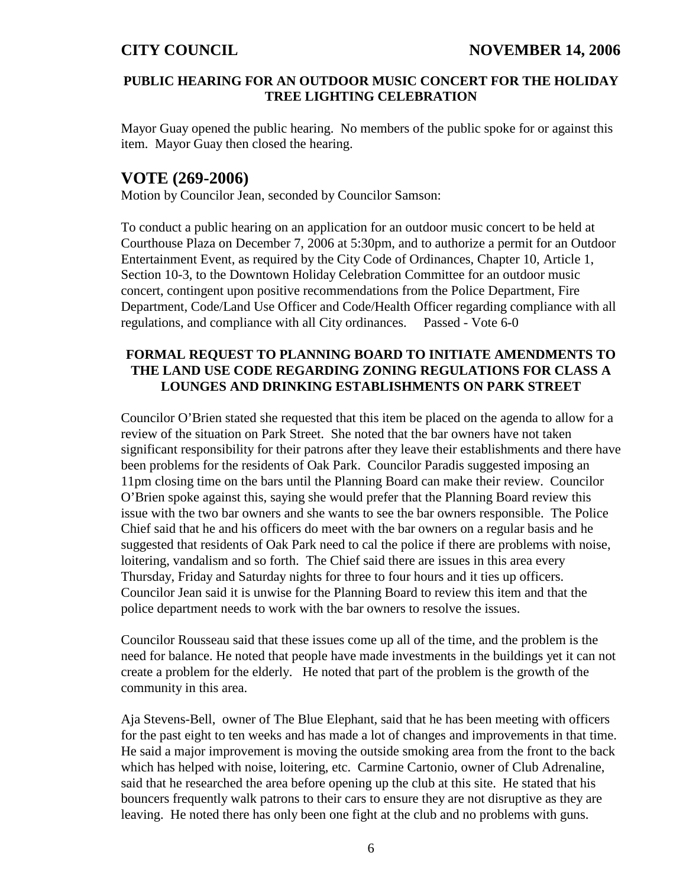### PUBLIC HEARING FOR AN OUTDOOR MUSIC CONCERT FOR THE HOLIDAY TREE LIGHTING CELEBRATION

Mayor Guay opened the public hearing. No members of the public spoke for or against this item. Mayor Guay then closed the hearing.

## VOTE (269-2006)

Motion by Councilor Jean, seconded by Councilor Samson:

To conduct a public hearing on an application for an outdoor music concert to be held at Courthouse Plaza on December 7, 2006 at 5:30pm, and to authorize a permit for an Outdoor Entertainment Event, as required by the City Code of Ordinances, Chapter 10, Article 1, Section 10-3, to the Downtown Holiday Celebration Committee for an outdoor music concert, contingent upon positive recommendations from the Police Department, Fire Department, Code/Land Use Officer and Code/Health Officer regarding compliance with all regulations, and compliance with all City ordinances. Passed - Vote 6-0

### FORMAL REQUEST TO PLANNING BOARD TO INITIATE AMENDMENTS TO THE LAND USE CODE REGARDING ZONING REGULATIONS FOR CLASS A LOUNGES AND DRINKING ESTABLISHMENTS ON PARK STREET

Councilor O'Brien stated she requested that this item be placed on the agenda to allow for a review of the situation on Park Street. She noted that the bar owners have not taken significant responsibility for their patrons after they leave their establishments and there have been problems for the residents of Oak Park. Councilor Paradis suggested imposing an 11pm closing time on the bars until the Planning Board can make their review. Councilor O'Brien spoke against this, saying she would prefer that the Planning Board review this issue with the two bar owners and she wants to see the bar owners responsible. The Police Chief said that he and his officers do meet with the bar owners on a regular basis and he suggested that residents of Oak Park need to cal the police if there are problems with noise, loitering, vandalism and so forth. The Chief said there are issues in this area every Thursday, Friday and Saturday nights for three to four hours and it ties up officers. Councilor Jean said it is unwise for the Planning Board to review this item and that the police department needs to work with the bar owners to resolve the issues.

Councilor Rousseau said that these issues come up all of the time, and the problem is the need for balance. He noted that people have made investments in the buildings yet it can not create a problem for the elderly. He noted that part of the problem is the growth of the community in this area.

Aja Stevens-Bell, owner of The Blue Elephant, said that he has been meeting with officers for the past eight to ten weeks and has made a lot of changes and improvements in that time. He said a major improvement is moving the outside smoking area from the front to the back which has helped with noise, loitering, etc. Carmine Cartonio, owner of Club Adrenaline, said that he researched the area before opening up the club at this site. He stated that his bouncers frequently walk patrons to their cars to ensure they are not disruptive as they are leaving. He noted there has only been one fight at the club and no problems with guns.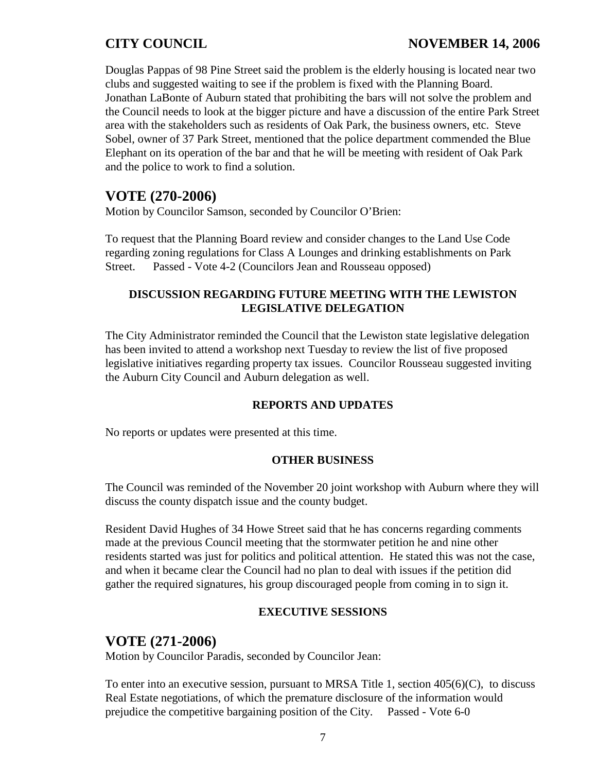Douglas Pappas of 98 Pine Street said the problem is the elderly housing is located near two clubs and suggested waiting to see if the problem is fixed with the Planning Board. Jonathan LaBonte of Auburn stated that prohibiting the bars will not solve the problem and the Council needs to look at the bigger picture and have a discussion of the entire Park Street area with the stakeholders such as residents of Oak Park, the business owners, etc. Steve Sobel, owner of 37 Park Street, mentioned that the police department commended the Blue Elephant on its operation of the bar and that he will be meeting with resident of Oak Park and the police to work to find a solution.

## VOTE (270-2006)

Motion by Councilor Samson, seconded by Councilor O'Brien:

To request that the Planning Board review and consider changes to the Land Use Code regarding zoning regulations for Class A Lounges and drinking establishments on Park Street. Passed - Vote 4-2 (Councilors Jean and Rousseau opposed)

### DISCUSSION REGARDING FUTURE MEETING WITH THE LEWISTON LEGISLATIVE DELEGATION

The City Administrator reminded the Council that the Lewiston state legislative delegation has been invited to attend a workshop next Tuesday to review the list of five proposed legislative initiatives regarding property tax issues. Councilor Rousseau suggested inviting the Auburn City Council and Auburn delegation as well.

### REPORTS AND UPDATES

No reports or updates were presented at this time.

### OTHER BUSINESS

The Council was reminded of the November 20 joint workshop with Auburn where they will discuss the county dispatch issue and the county budget.

Resident David Hughes of 34 Howe Street said that he has concerns regarding comments made at the previous Council meeting that the stormwater petition he and nine other residents started was just for politics and political attention. He stated this was not the case, and when it became clear the Council had no plan to deal with issues if the petition did gather the required signatures, his group discouraged people from coming in to sign it.

### EXECUTIVE SESSIONS

## VOTE (271-2006)

Motion by Councilor Paradis, seconded by Councilor Jean:

To enter into an executive session, pursuant to MRSA Title 1, section 405(6)(C), to discuss Real Estate negotiations, of which the premature disclosure of the information would prejudice the competitive bargaining position of the City. Passed - Vote 6-0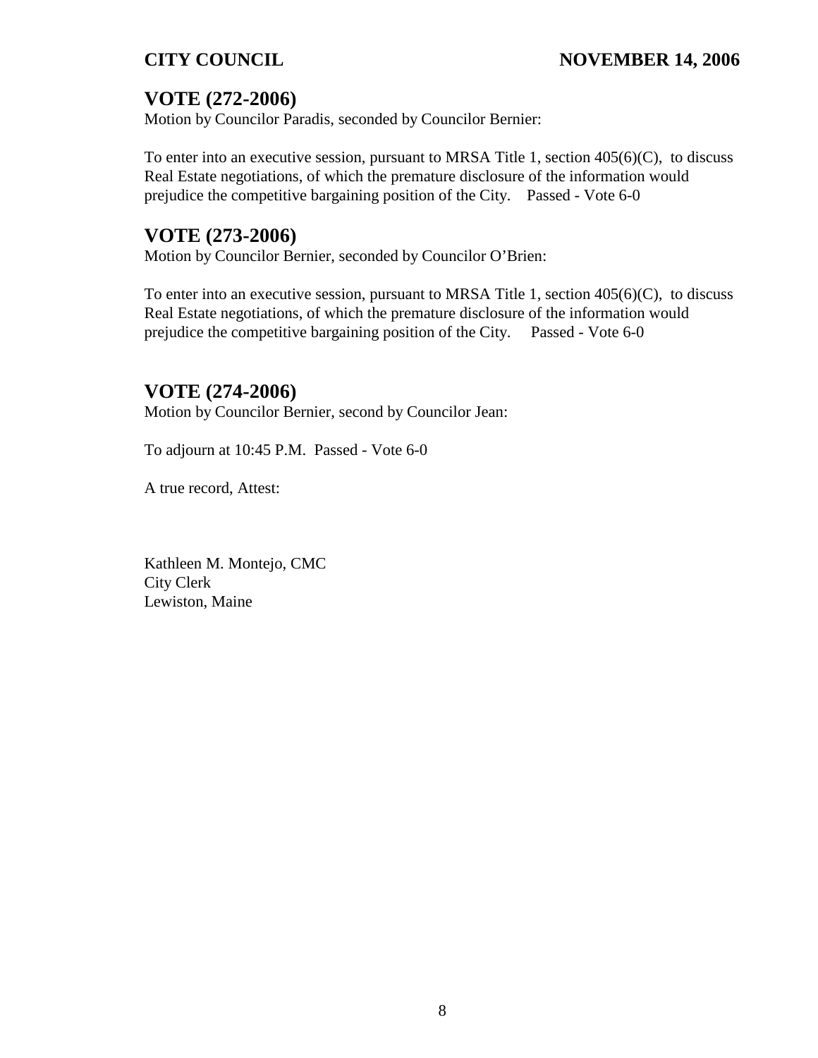## VOTE (272-2006)

Motion by Councilor Paradis, seconded by Councilor Bernier:

To enter into an executive session, pursuant to MRSA Title 1, section 405(6)(C), to discuss Real Estate negotiations, of which the premature disclosure of the information would prejudice the competitive bargaining position of the City. Passed - Vote 6-0

## VOTE (273-2006)

Motion by Councilor Bernier, seconded by Councilor O'Brien:

To enter into an executive session, pursuant to MRSA Title 1, section 405(6)(C), to discuss Real Estate negotiations, of which the premature disclosure of the information would prejudice the competitive bargaining position of the City. Passed - Vote 6-0

## VOTE (274-2006)

Motion by Councilor Bernier, second by Councilor Jean:

To adjourn at 10:45 P.M. Passed - Vote 6-0

A true record, Attest:

Kathleen M. Montejo, CMC
City Clerk
Lewiston, Maine